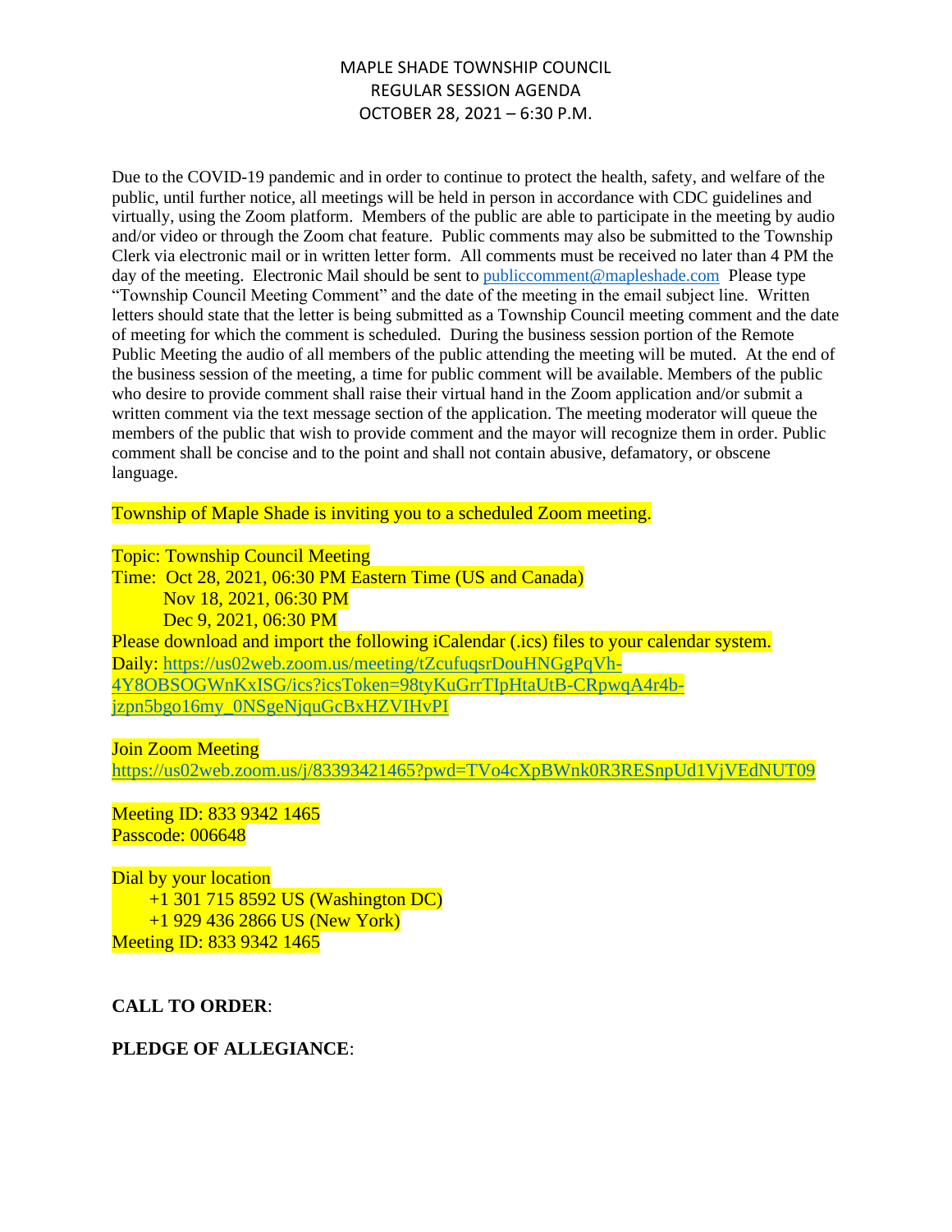# MAPLE SHADE TOWNSHIP COUNCIL
## REGULAR SESSION AGENDA
## OCTOBER 28, 2021 – 6:30 P.M.

Due to the COVID-19 pandemic and in order to continue to protect the health, safety, and welfare of the public, until further notice, all meetings will be held in person in accordance with CDC guidelines and virtually, using the Zoom platform. Members of the public are able to participate in the meeting by audio and/or video or through the Zoom chat feature. Public comments may also be submitted to the Township Clerk via electronic mail or in written letter form. All comments must be received no later than 4 PM the day of the meeting. Electronic Mail should be sent to publiccomment@mapleshade.com Please type "Township Council Meeting Comment" and the date of the meeting in the email subject line. Written letters should state that the letter is being submitted as a Township Council meeting comment and the date of meeting for which the comment is scheduled. During the business session portion of the Remote Public Meeting the audio of all members of the public attending the meeting will be muted. At the end of the business session of the meeting, a time for public comment will be available. Members of the public who desire to provide comment shall raise their virtual hand in the Zoom application and/or submit a written comment via the text message section of the application. The meeting moderator will queue the members of the public that wish to provide comment and the mayor will recognize them in order. Public comment shall be concise and to the point and shall not contain abusive, defamatory, or obscene language.

Township of Maple Shade is inviting you to a scheduled Zoom meeting.

Topic: Township Council Meeting
Time: Oct 28, 2021, 06:30 PM Eastern Time (US and Canada)
Nov 18, 2021, 06:30 PM
Dec 9, 2021, 06:30 PM
Please download and import the following iCalendar (.ics) files to your calendar system.
Daily: https://us02web.zoom.us/meeting/tZcufuqsrDouHNGgPqVh-4Y8OBSOGWnKxISG/ics?icsToken=98tyKuGrrTIpHtaUtB-CRpwqA4r4b-jzpn5bgo16my_0NSgeNjquGcBxHZVIHvPI

Join Zoom Meeting
https://us02web.zoom.us/j/83393421465?pwd=TVo4cXpBWnk0R3RESnpUd1VjVEdNUT09

Meeting ID: 833 9342 1465
Passcode: 006648

Dial by your location
+1 301 715 8592 US (Washington DC)
+1 929 436 2866 US (New York)
Meeting ID: 833 9342 1465

**CALL TO ORDER**:

**PLEDGE OF ALLEGIANCE**: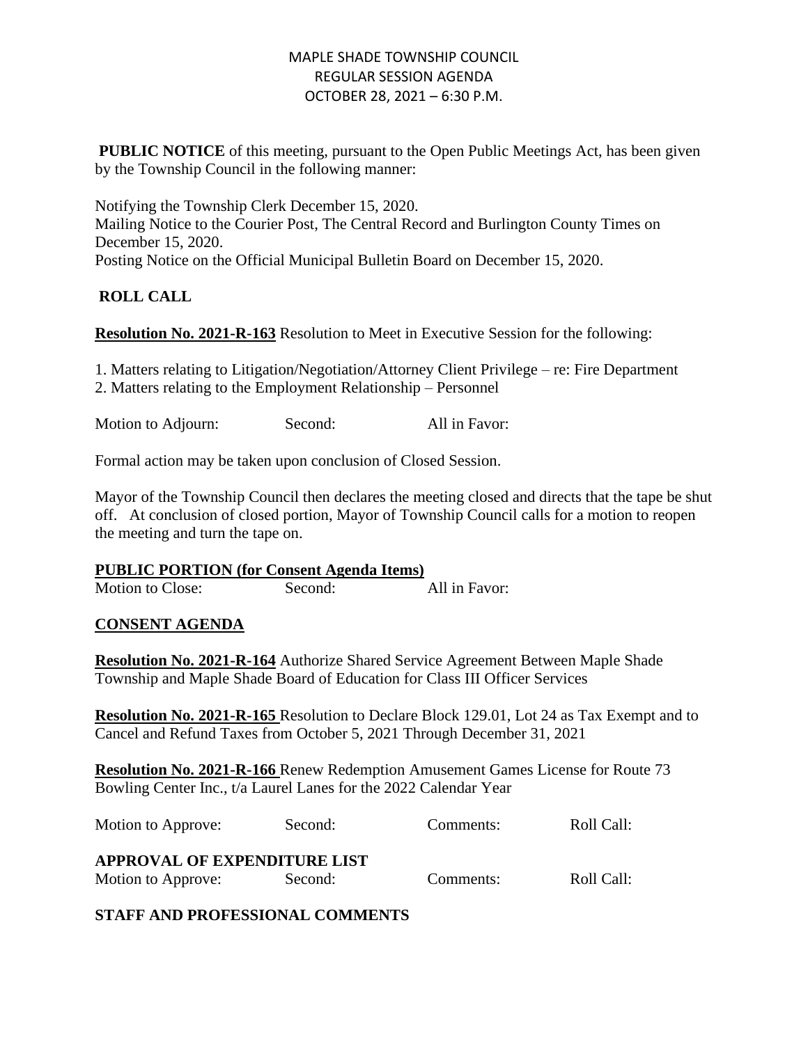MAPLE SHADE TOWNSHIP COUNCIL
REGULAR SESSION AGENDA
OCTOBER 28, 2021 – 6:30 P.M.

**PUBLIC NOTICE** of this meeting, pursuant to the Open Public Meetings Act, has been given by the Township Council in the following manner:

Notifying the Township Clerk December 15, 2020.
Mailing Notice to the Courier Post, The Central Record and Burlington County Times on December 15, 2020.
Posting Notice on the Official Municipal Bulletin Board on December 15, 2020.

**ROLL CALL**

**Resolution No. 2021-R-163** Resolution to Meet in Executive Session for the following:

1. Matters relating to Litigation/Negotiation/Attorney Client Privilege – re: Fire Department
2. Matters relating to the Employment Relationship – Personnel

Motion to Adjourn: Second: All in Favor:

Formal action may be taken upon conclusion of Closed Session.

Mayor of the Township Council then declares the meeting closed and directs that the tape be shut off. At conclusion of closed portion, Mayor of Township Council calls for a motion to reopen the meeting and turn the tape on.

**PUBLIC PORTION (for Consent Agenda Items)**

Motion to Close: Second: All in Favor:

**CONSENT AGENDA**

**Resolution No. 2021-R-164** Authorize Shared Service Agreement Between Maple Shade Township and Maple Shade Board of Education for Class III Officer Services

**Resolution No. 2021-R-165** Resolution to Declare Block 129.01, Lot 24 as Tax Exempt and to Cancel and Refund Taxes from October 5, 2021 Through December 31, 2021

**Resolution No. 2021-R-166** Renew Redemption Amusement Games License for Route 73 Bowling Center Inc., t/a Laurel Lanes for the 2022 Calendar Year

Motion to Approve: Second: Comments: Roll Call:

**APPROVAL OF EXPENDITURE LIST**

Motion to Approve: Second: Comments: Roll Call:

**STAFF AND PROFESSIONAL COMMENTS**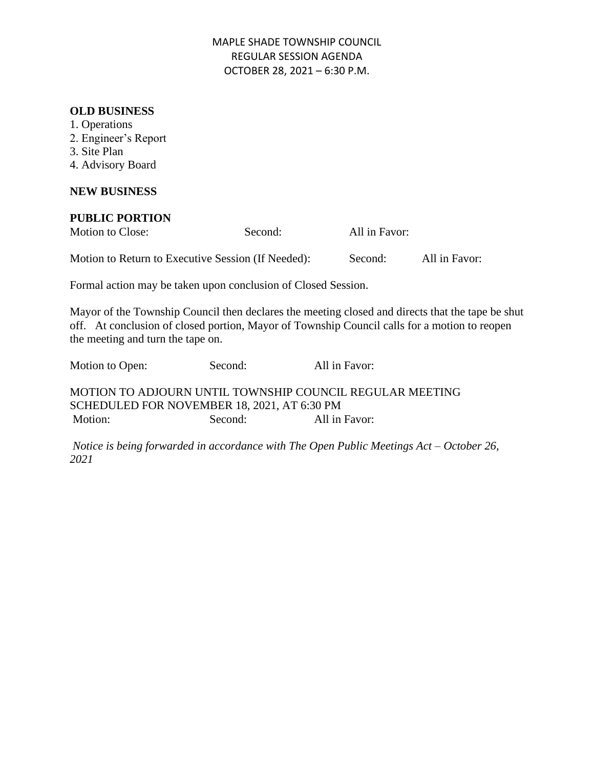MAPLE SHADE TOWNSHIP COUNCIL
REGULAR SESSION AGENDA
OCTOBER 28, 2021 – 6:30 P.M.

**OLD BUSINESS**

1. Operations
2. Engineer's Report
3. Site Plan
4. Advisory Board

**NEW BUSINESS**

**PUBLIC PORTION**

Motion to Close: Second: All in Favor:

Motion to Return to Executive Session (If Needed): Second: All in Favor:

Formal action may be taken upon conclusion of Closed Session.

Mayor of the Township Council then declares the meeting closed and directs that the tape be shut off. At conclusion of closed portion, Mayor of Township Council calls for a motion to reopen the meeting and turn the tape on.

Motion to Open: Second: All in Favor:

MOTION TO ADJOURN UNTIL TOWNSHIP COUNCIL REGULAR MEETING SCHEDULED FOR NOVEMBER 18, 2021, AT 6:30 PM

Motion: Second: All in Favor:

*Notice is being forwarded in accordance with The Open Public Meetings Act – October 26, 2021*